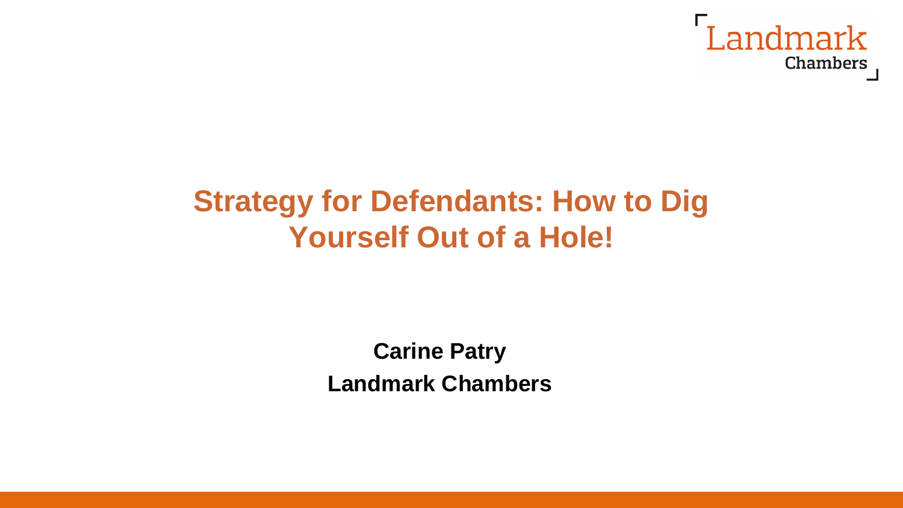Landmark Chambers

# Strategy for Defendants: How to Dig Yourself Out of a Hole!

**Carine Patry**

**Landmark Chambers**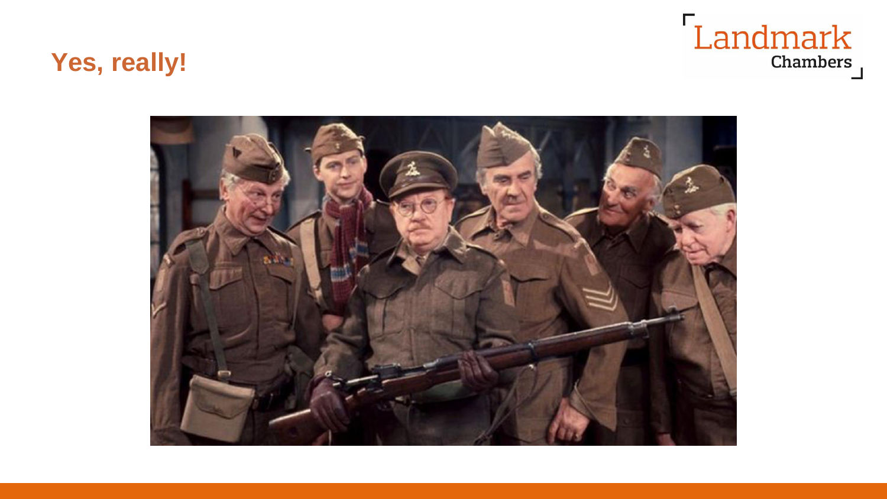## Yes, really!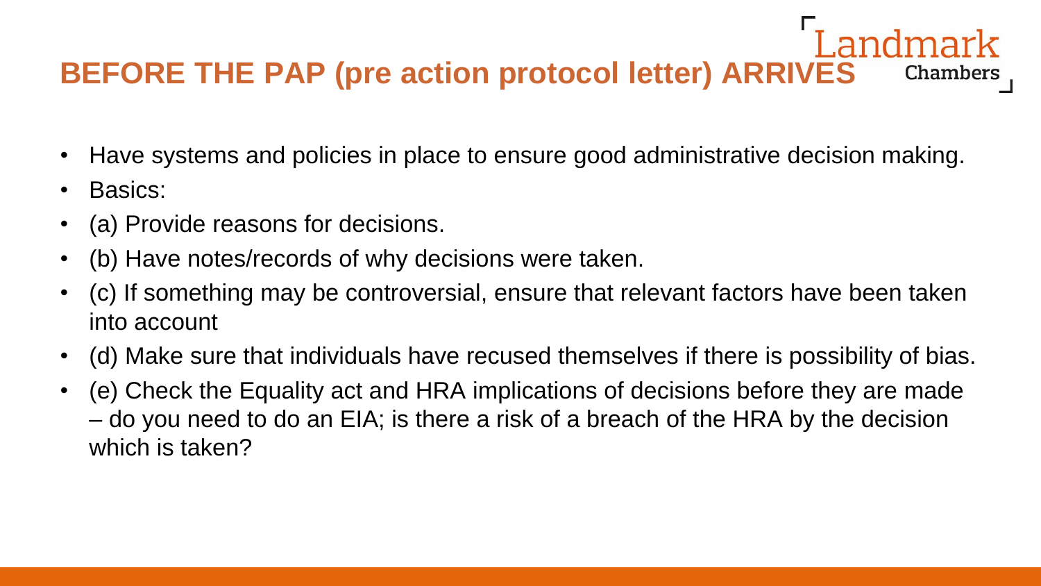## BEFORE THE PAP (pre action protocol letter) ARRIVES

- Have systems and policies in place to ensure good administrative decision making.
- Basics:
- (a) Provide reasons for decisions.
- (b) Have notes/records of why decisions were taken.
- (c) If something may be controversial, ensure that relevant factors have been taken into account
- (d) Make sure that individuals have recused themselves if there is possibility of bias.
- (e) Check the Equality act and HRA implications of decisions before they are made – do you need to do an EIA; is there a risk of a breach of the HRA by the decision which is taken?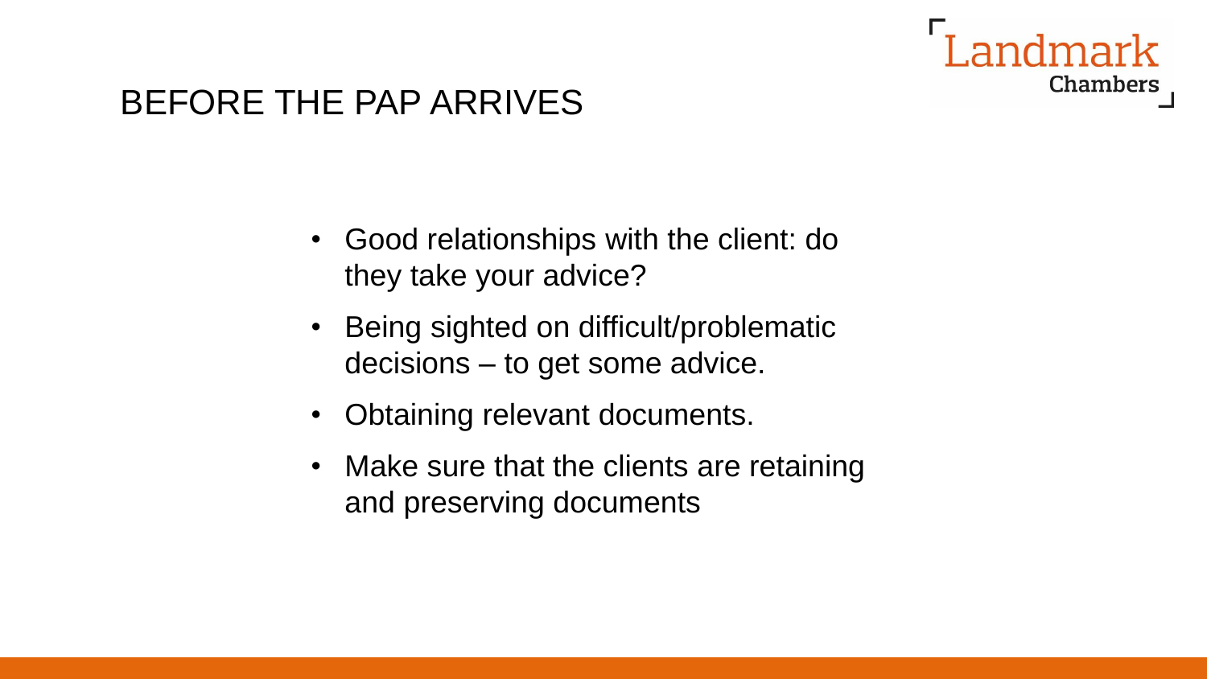# BEFORE THE PAP ARRIVES

- Good relationships with the client: do they take your advice?
- Being sighted on difficult/problematic decisions – to get some advice.
- Obtaining relevant documents.
- Make sure that the clients are retaining and preserving documents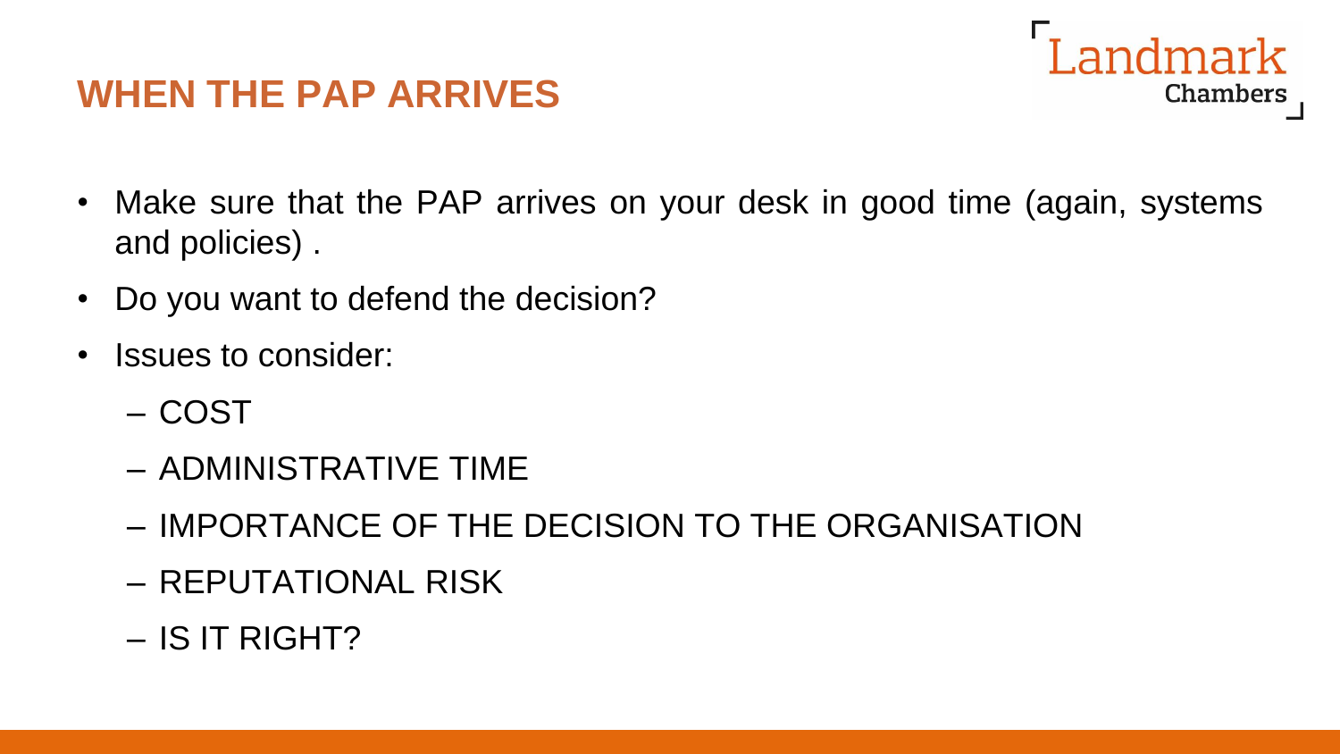## WHEN THE PAP ARRIVES

- Make sure that the PAP arrives on your desk in good time (again, systems and policies) .
- Do you want to defend the decision?
- Issues to consider:
  - COST
  - ADMINISTRATIVE TIME
  - IMPORTANCE OF THE DECISION TO THE ORGANISATION
  - REPUTATIONAL RISK
  - IS IT RIGHT?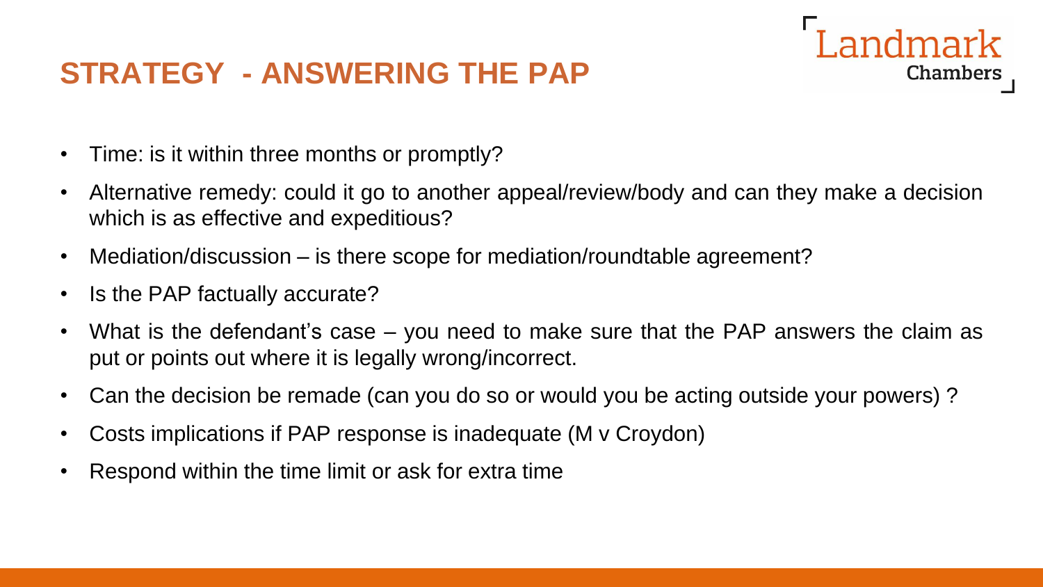## STRATEGY - ANSWERING THE PAP

- Time: is it within three months or promptly?
- Alternative remedy: could it go to another appeal/review/body and can they make a decision which is as effective and expeditious?
- Mediation/discussion – is there scope for mediation/roundtable agreement?
- Is the PAP factually accurate?
- What is the defendant's case – you need to make sure that the PAP answers the claim as put or points out where it is legally wrong/incorrect.
- Can the decision be remade (can you do so or would you be acting outside your powers) ?
- Costs implications if PAP response is inadequate (M v Croydon)
- Respond within the time limit or ask for extra time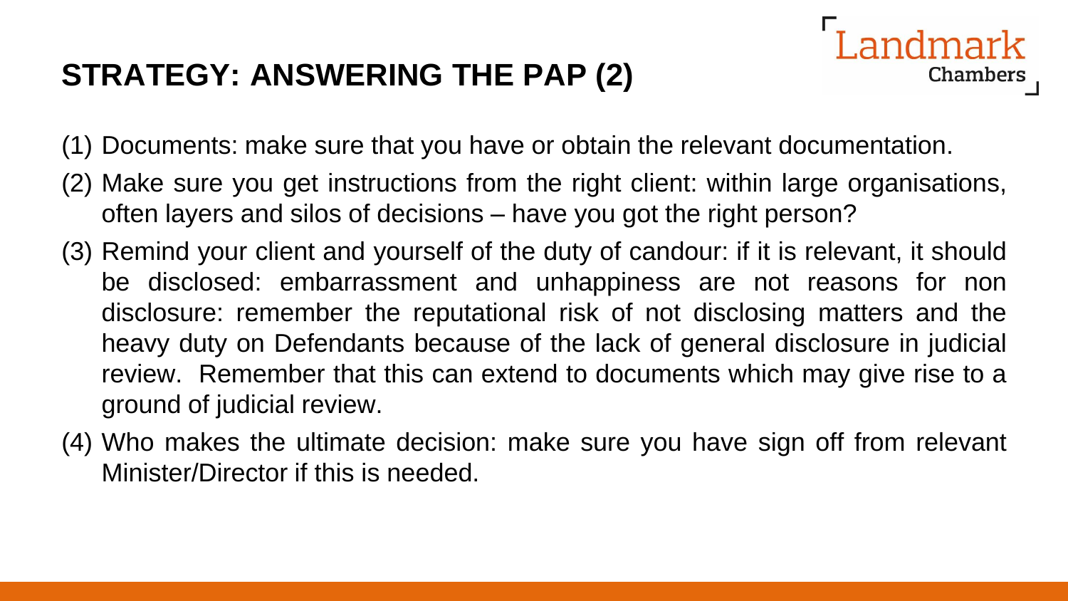## STRATEGY: ANSWERING THE PAP (2)

(1) Documents: make sure that you have or obtain the relevant documentation.

(2) Make sure you get instructions from the right client: within large organisations, often layers and silos of decisions – have you got the right person?

(3) Remind your client and yourself of the duty of candour: if it is relevant, it should be disclosed: embarrassment and unhappiness are not reasons for non disclosure: remember the reputational risk of not disclosing matters and the heavy duty on Defendants because of the lack of general disclosure in judicial review. Remember that this can extend to documents which may give rise to a ground of judicial review.

(4) Who makes the ultimate decision: make sure you have sign off from relevant Minister/Director if this is needed.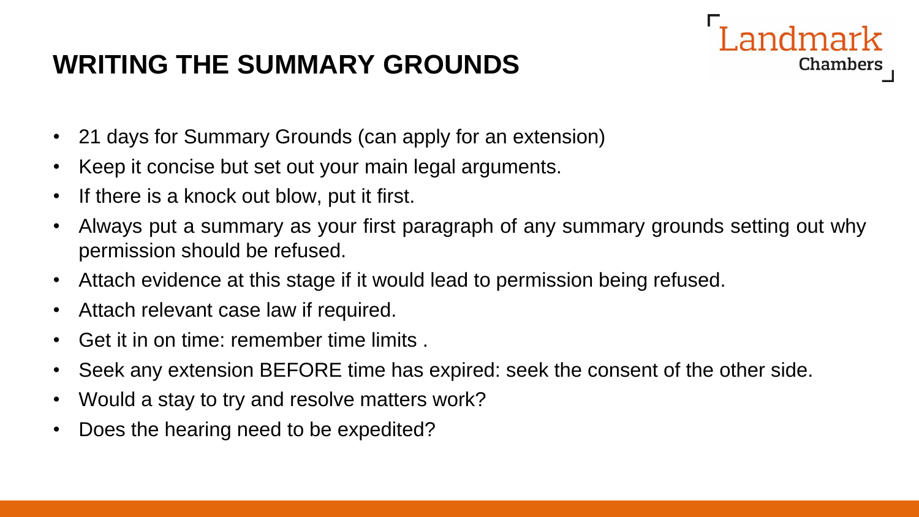# WRITING THE SUMMARY GROUNDS

- 21 days for Summary Grounds (can apply for an extension)
- Keep it concise but set out your main legal arguments.
- If there is a knock out blow, put it first.
- Always put a summary as your first paragraph of any summary grounds setting out why permission should be refused.
- Attach evidence at this stage if it would lead to permission being refused.
- Attach relevant case law if required.
- Get it in on time: remember time limits .
- Seek any extension BEFORE time has expired: seek the consent of the other side.
- Would a stay to try and resolve matters work?
- Does the hearing need to be expedited?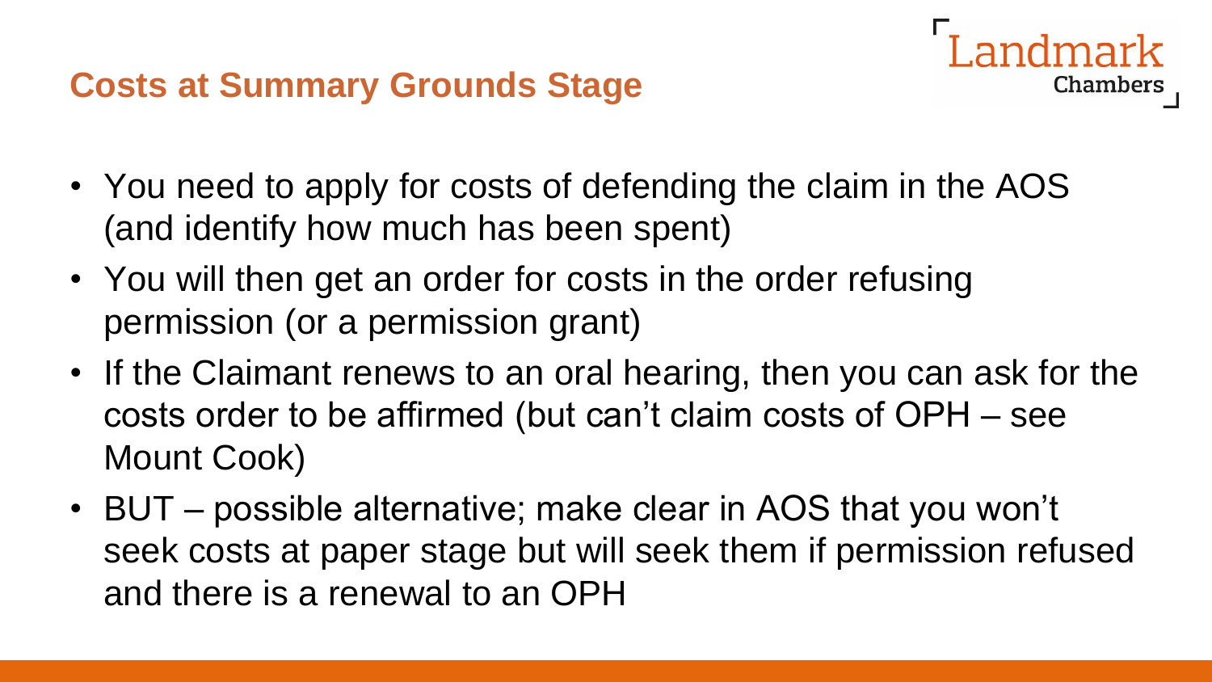## Costs at Summary Grounds Stage

- You need to apply for costs of defending the claim in the AOS (and identify how much has been spent)
- You will then get an order for costs in the order refusing permission (or a permission grant)
- If the Claimant renews to an oral hearing, then you can ask for the costs order to be affirmed (but can't claim costs of OPH – see Mount Cook)
- BUT – possible alternative; make clear in AOS that you won't seek costs at paper stage but will seek them if permission refused and there is a renewal to an OPH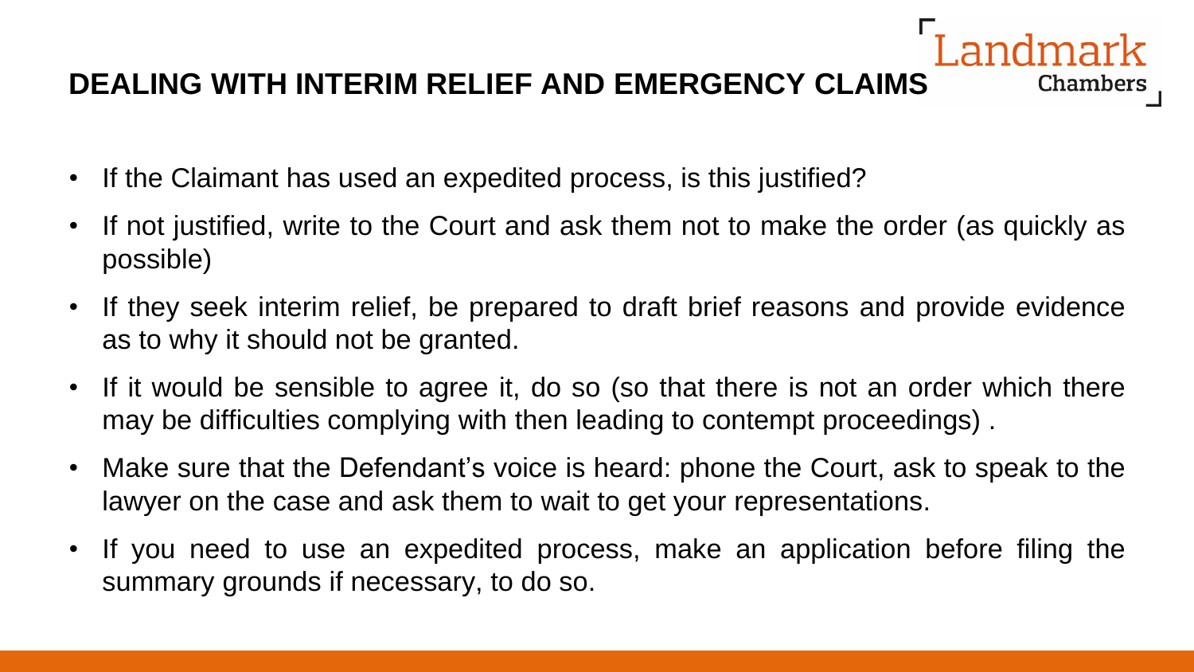## DEALING WITH INTERIM RELIEF AND EMERGENCY CLAIMS

- If the Claimant has used an expedited process, is this justified?
- If not justified, write to the Court and ask them not to make the order (as quickly as possible)
- If they seek interim relief, be prepared to draft brief reasons and provide evidence as to why it should not be granted.
- If it would be sensible to agree it, do so (so that there is not an order which there may be difficulties complying with then leading to contempt proceedings) .
- Make sure that the Defendant's voice is heard: phone the Court, ask to speak to the lawyer on the case and ask them to wait to get your representations.
- If you need to use an expedited process, make an application before filing the summary grounds if necessary, to do so.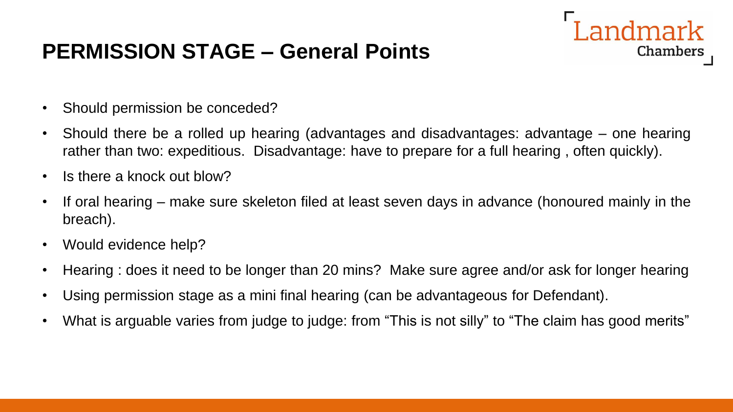# PERMISSION STAGE – General Points

- Should permission be conceded?
- Should there be a rolled up hearing (advantages and disadvantages: advantage – one hearing rather than two: expeditious. Disadvantage: have to prepare for a full hearing , often quickly).
- Is there a knock out blow?
- If oral hearing – make sure skeleton filed at least seven days in advance (honoured mainly in the breach).
- Would evidence help?
- Hearing : does it need to be longer than 20 mins? Make sure agree and/or ask for longer hearing
- Using permission stage as a mini final hearing (can be advantageous for Defendant).
- What is arguable varies from judge to judge: from "This is not silly" to "The claim has good merits"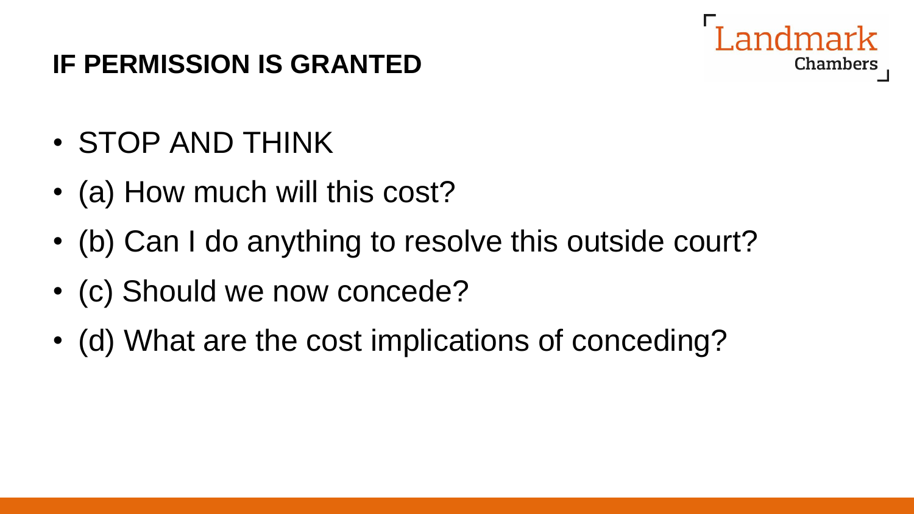## IF PERMISSION IS GRANTED

- STOP AND THINK
- (a) How much will this cost?
- (b) Can I do anything to resolve this outside court?
- (c) Should we now concede?
- (d) What are the cost implications of conceding?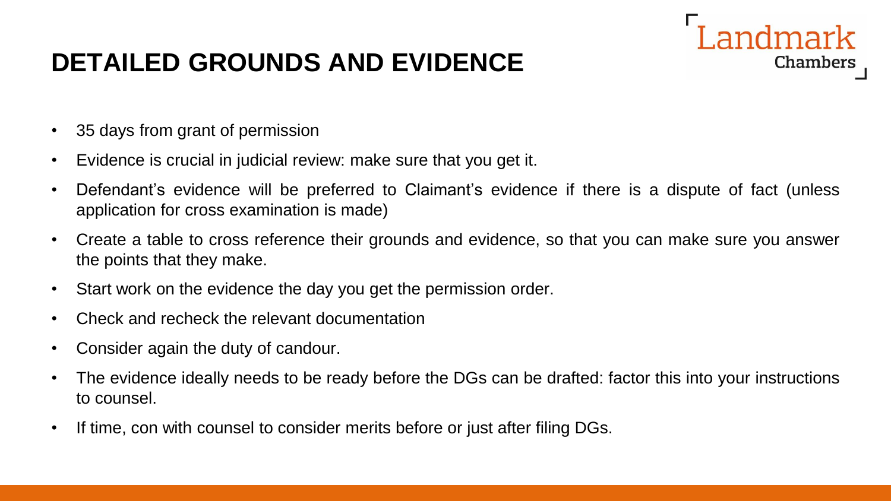# DETAILED GROUNDS AND EVIDENCE

- 35 days from grant of permission
- Evidence is crucial in judicial review: make sure that you get it.
- Defendant's evidence will be preferred to Claimant's evidence if there is a dispute of fact (unless application for cross examination is made)
- Create a table to cross reference their grounds and evidence, so that you can make sure you answer the points that they make.
- Start work on the evidence the day you get the permission order.
- Check and recheck the relevant documentation
- Consider again the duty of candour.
- The evidence ideally needs to be ready before the DGs can be drafted: factor this into your instructions to counsel.
- If time, con with counsel to consider merits before or just after filing DGs.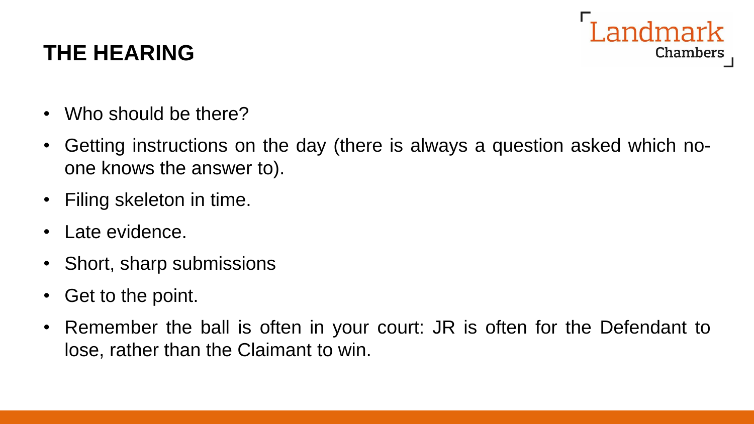## THE HEARING

- Who should be there?
- Getting instructions on the day (there is always a question asked which no-one knows the answer to).
- Filing skeleton in time.
- Late evidence.
- Short, sharp submissions
- Get to the point.
- Remember the ball is often in your court: JR is often for the Defendant to lose, rather than the Claimant to win.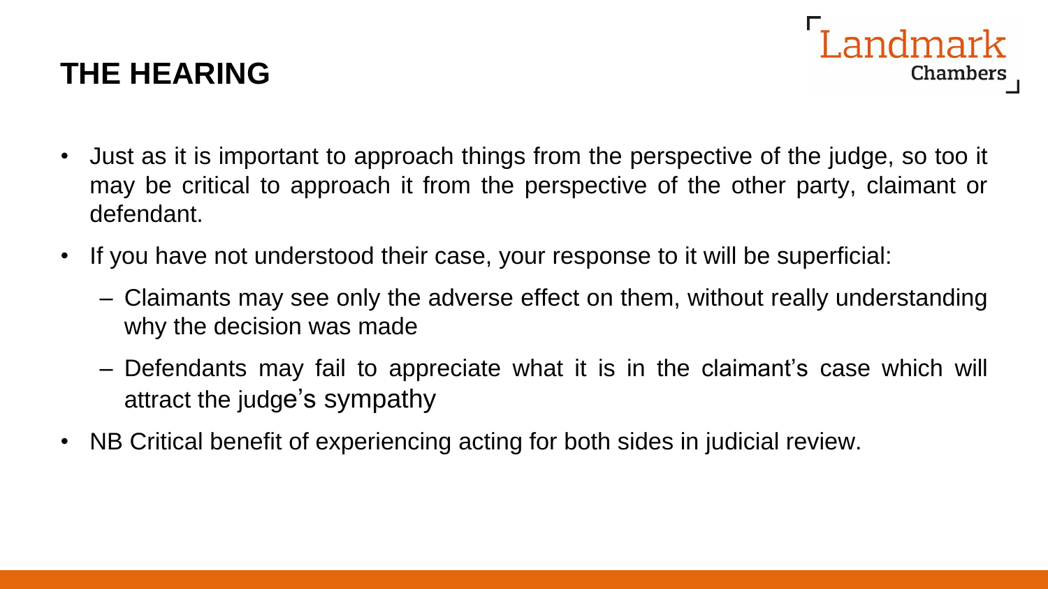## THE HEARING

- Just as it is important to approach things from the perspective of the judge, so too it may be critical to approach it from the perspective of the other party, claimant or defendant.
- If you have not understood their case, your response to it will be superficial:
  - Claimants may see only the adverse effect on them, without really understanding why the decision was made
  - Defendants may fail to appreciate what it is in the claimant's case which will attract the judge's sympathy
- NB Critical benefit of experiencing acting for both sides in judicial review.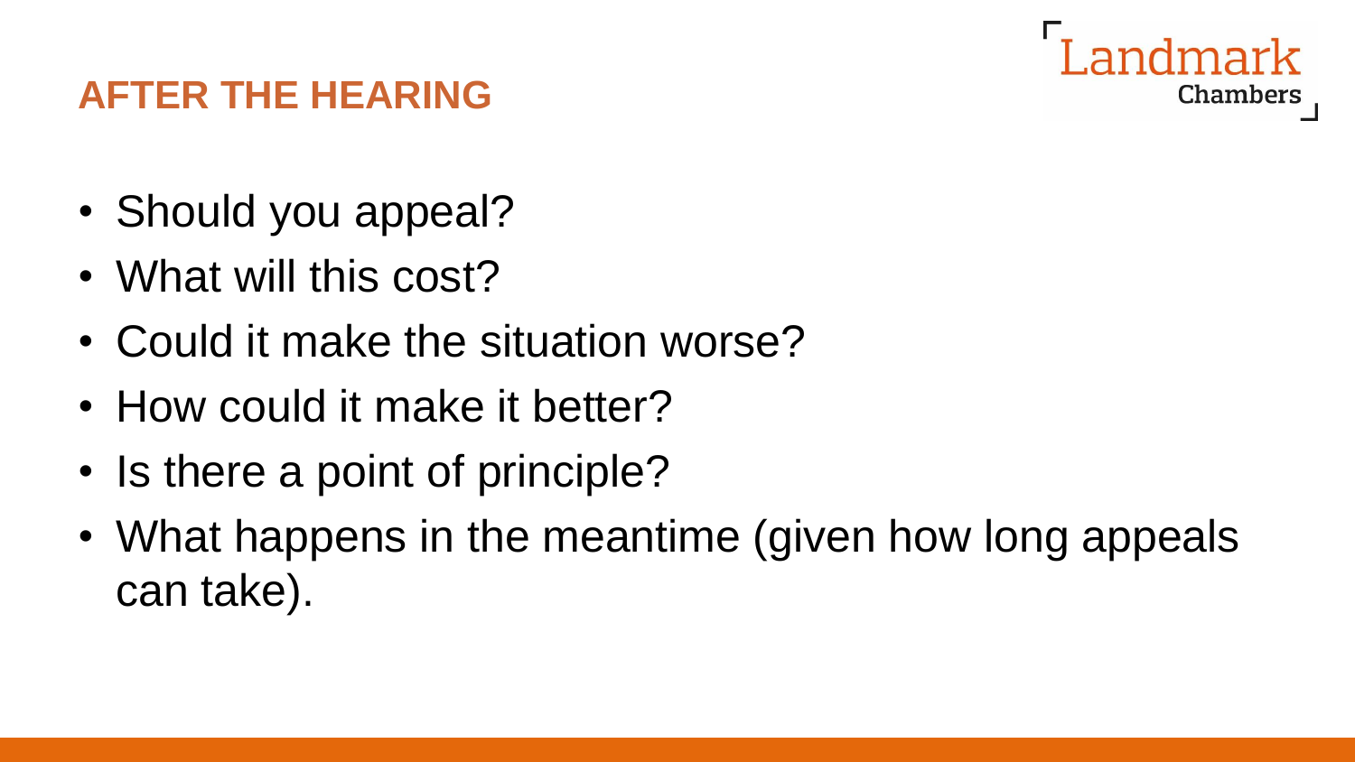## AFTER THE HEARING

- Should you appeal?
- What will this cost?
- Could it make the situation worse?
- How could it make it better?
- Is there a point of principle?
- What happens in the meantime (given how long appeals can take).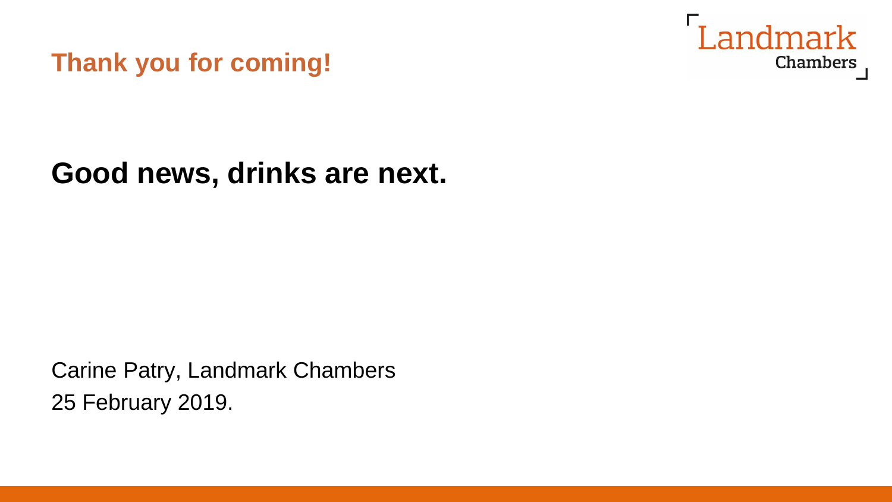## Thank you for coming!

Landmark Chambers

# Good news, drinks are next.

Carine Patry, Landmark Chambers

25 February 2019.